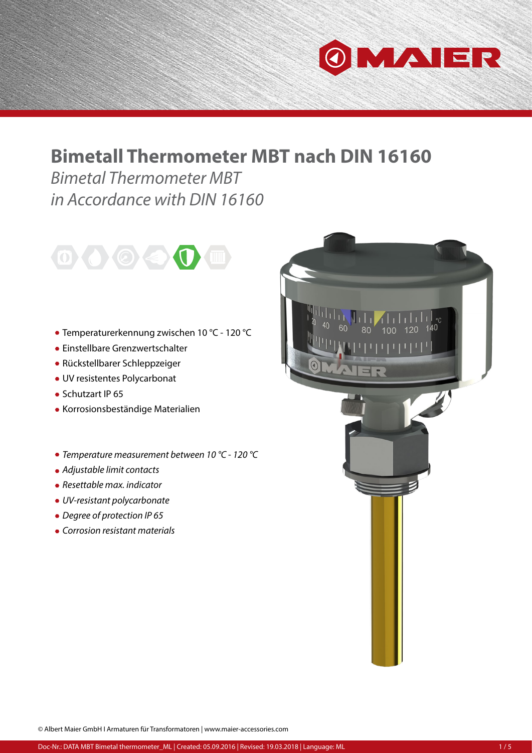# Bimetall Thermometer MBT nach DIN 16160

*Bimetal Thermometer MBT*
*in Accordance with DIN 16160*

- Temperaturerkennung zwischen 10 °C - 120 °C
- Einstellbare Grenzwertschalter
- Rückstellbarer Schleppzeiger
- UV resistentes Polycarbonat
- Schutzart IP 65
- Korrosionsbeständige Materialien

- *Temperature measurement between 10 °C - 120 °C*
- *Adjustable limit contacts*
- *Resettable max. indicator*
- *UV-resistant polycarbonate*
- *Degree of protection IP 65*
- *Corrosion resistant materials*

© Albert Maier GmbH I Armaturen für Transformatoren | www.maier-accessories.com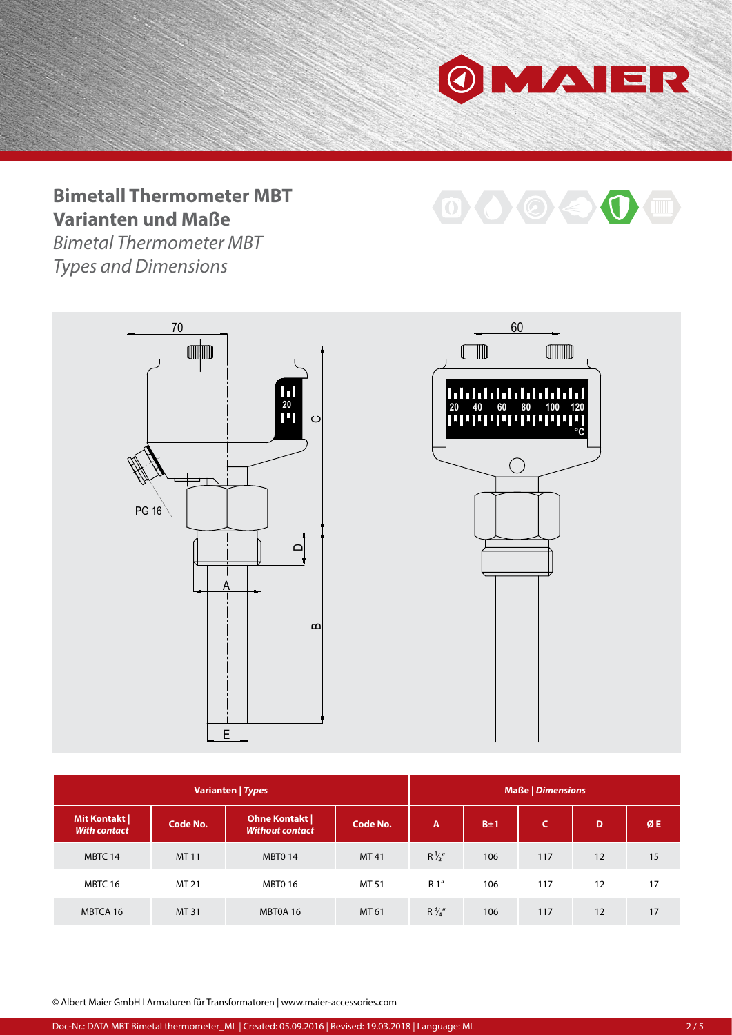# Bimetall Thermometer MBT
# Varianten und Maße

*Bimetal Thermometer MBT*
*Types and Dimensions*

| **Varianten \| *Types*** | | | | **Maße \| *Dimensions*** | | | | |
|---|---|---|---|---|---|---|---|---|
| **Mit Kontakt \| *With contact*** | **Code No.** | **Ohne Kontakt \| *Without contact*** | **Code No.** | **A** | **B±1** | **C** | **D** | **Ø E** |
| MBTC 14 | MT 11 | MBT0 14 | MT 41 | R ½" | 106 | 117 | 12 | 15 |
| MBTC 16 | MT 21 | MBT0 16 | MT 51 | R 1" | 106 | 117 | 12 | 17 |
| MBTCA 16 | MT 31 | MBT0A 16 | MT 61 | R ¾" | 106 | 117 | 12 | 17 |

© Albert Maier GmbH I Armaturen für Transformatoren | www.maier-accessories.com

Doc-Nr.: DATA MBT Bimetal thermometer_ML | Created: 05.09.2016 | Revised: 19.03.2018 | Language: ML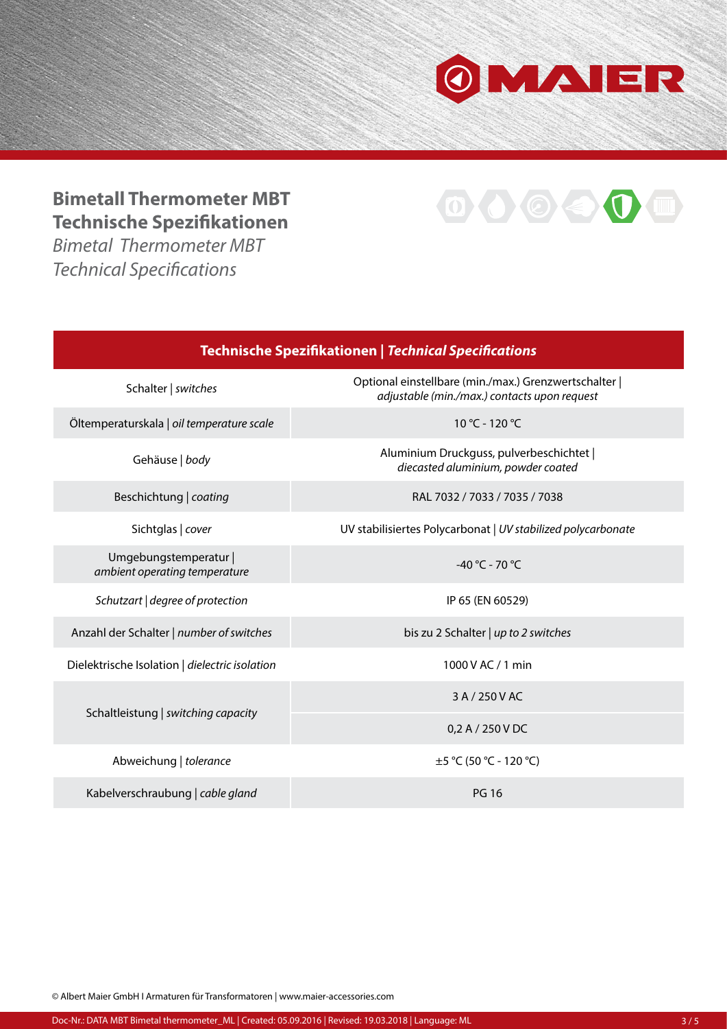# Bimetall Thermometer MBT Technische Spezifikationen

*Bimetal Thermometer MBT Technical Specifications*

| Technische Spezifikationen \| *Technical Specifications* | |
|---|---|
| Schalter \| *switches* | Optional einstellbare (min./max.) Grenzwertschalter \| *adjustable (min./max.) contacts upon request* |
| Öltemperaturskala \| *oil temperature scale* | 10 °C - 120 °C |
| Gehäuse \| *body* | Aluminium Druckguss, pulverbeschichtet \| *diecasted aluminium, powder coated* |
| Beschichtung \| *coating* | RAL 7032 / 7033 / 7035 / 7038 |
| Sichtglas \| *cover* | UV stabilisiertes Polycarbonat \| *UV stabilized polycarbonate* |
| Umgebungstemperatur \| *ambient operating temperature* | -40 °C - 70 °C |
| *Schutzart \| degree of protection* | IP 65 (EN 60529) |
| Anzahl der Schalter \| *number of switches* | bis zu 2 Schalter \| *up to 2 switches* |
| Dielektrische Isolation \| *dielectric isolation* | 1000 V AC / 1 min |
| Schaltleistung \| *switching capacity* | 3 A / 250 V AC |
| | 0,2 A / 250 V DC |
| Abweichung \| *tolerance* | ±5 °C (50 °C - 120 °C) |
| Kabelverschraubung \| *cable gland* | PG 16 |

© Albert Maier GmbH I Armaturen für Transformatoren | www.maier-accessories.com

Doc-Nr.: DATA MBT Bimetal thermometer_ML | Created: 05.09.2016 | Revised: 19.03.2018 | Language: ML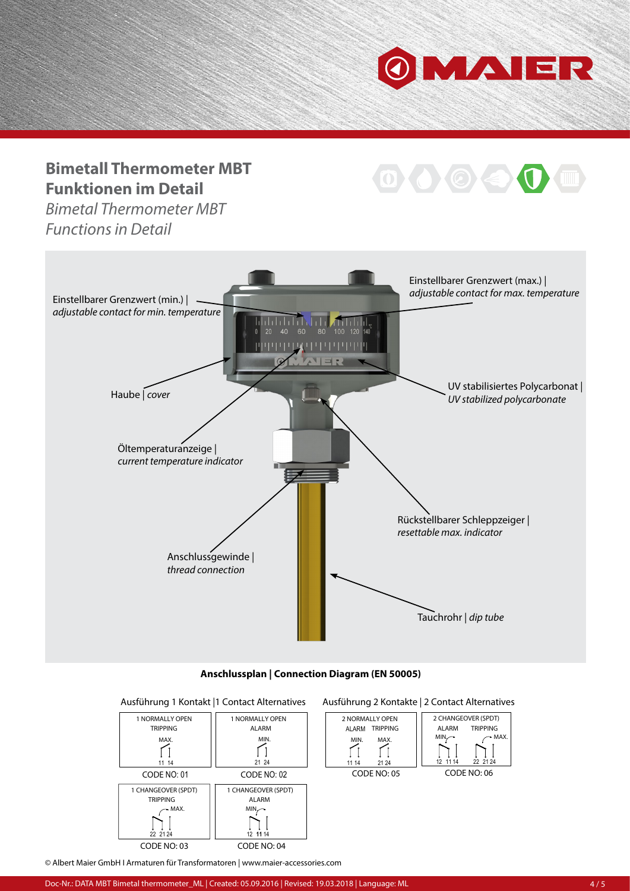# Bimetall Thermometer MBT
# Funktionen im Detail

*Bimetal Thermometer MBT*
*Functions in Detail*

- Einstellbarer Grenzwert (min.) | *adjustable contact for min. temperature*
- Einstellbarer Grenzwert (max.) | *adjustable contact for max. temperature*
- Haube | *cover*
- UV stabilisiertes Polycarbonat | *UV stabilized polycarbonate*
- Öltemperaturanzeige | *current temperature indicator*
- Rückstellbarer Schleppzeiger | *resettable max. indicator*
- Anschlussgewinde | *thread connection*
- Tauchrohr | *dip tube*

**Anschlussplan | Connection Diagram (EN 50005)**

Ausführung 1 Kontakt | 1 Contact Alternatives

| 1 NORMALLY OPEN TRIPPING MAX. 11 14 | 1 NORMALLY OPEN ALARM MIN. 21 24 |
|---|---|
| CODE NO: 01 | CODE NO: 02 |
| 1 CHANGEOVER (SPDT) TRIPPING MAX. 22 21 24 | 1 CHANGEOVER (SPDT) ALARM MIN. 12 11 14 |
| CODE NO: 03 | CODE NO: 04 |

Ausführung 2 Kontakte | 2 Contact Alternatives

| 2 NORMALLY OPEN ALARM TRIPPING MIN. MAX. 11 14 21 24 | 2 CHANGEOVER (SPDT) ALARM TRIPPING MIN. MAX. 12 11 14 22 21 24 |
|---|---|
| CODE NO: 05 | CODE NO: 06 |

© Albert Maier GmbH I Armaturen für Transformatoren | www.maier-accessories.com

Doc-Nr.: DATA MBT Bimetal thermometer_ML | Created: 05.09.2016 | Revised: 19.03.2018 | Language: ML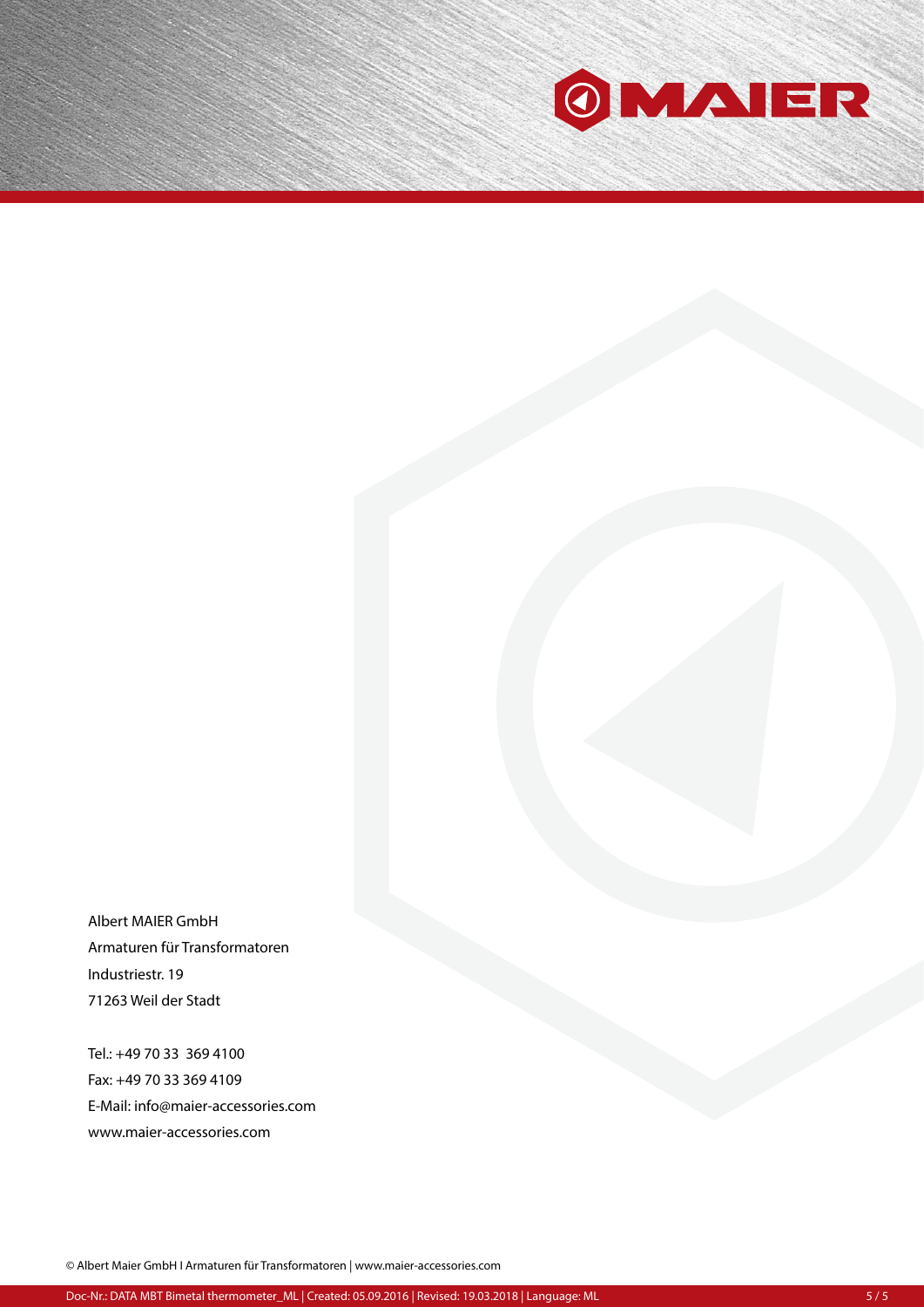Albert MAIER GmbH
Armaturen für Transformatoren
Industriestr. 19
71263 Weil der Stadt

Tel.: +49 70 33 369 4100
Fax: +49 70 33 369 4109
E-Mail: info@maier-accessories.com
www.maier-accessories.com